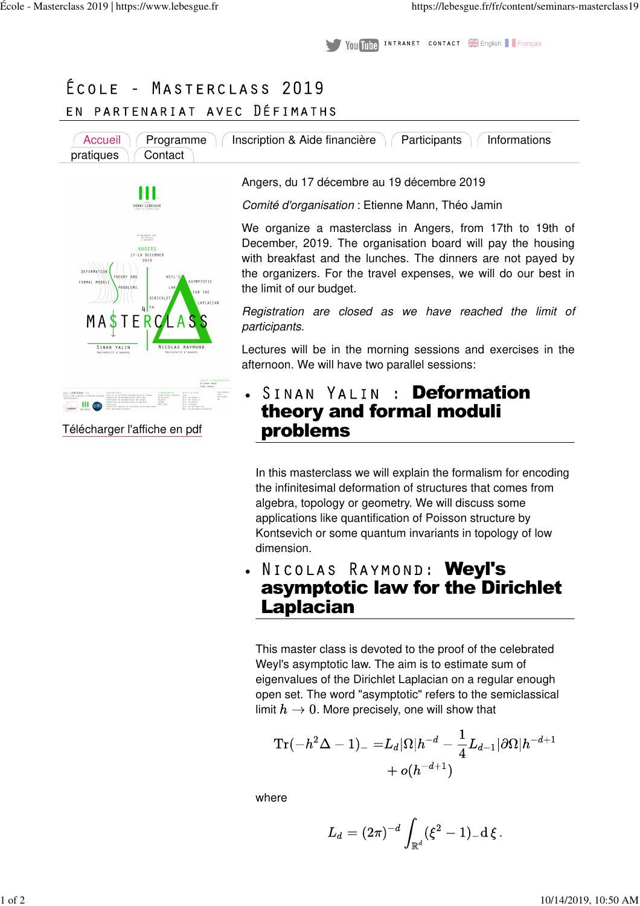YouTube INTRANET CONTACT English Français

# École - Masterclass 2019

## en partenariat avec Défimaths

Accueil | Programme | Inscription & Aide financière | Participants | Informations pratiques | Contact

Télécharger l'affiche en pdf

Angers, du 17 décembre au 19 décembre 2019

*Comité d'organisation* : Etienne Mann, Théo Jamin

We organize a masterclass in Angers, from 17th to 19th of December, 2019. The organisation board will pay the housing with breakfast and the lunches. The dinners are not payed by the organizers. For the travel expenses, we will do our best in the limit of our budget.

*Registration are closed as we have reached the limit of participants.*

Lectures will be in the morning sessions and exercises in the afternoon. We will have two parallel sessions:

- ## Sinan Yalin : **Deformation theory and formal moduli problems**

  In this masterclass we will explain the formalism for encoding the infinitesimal deformation of structures that comes from algebra, topology or geometry. We will discuss some applications like quantification of Poisson structure by Kontsevich or some quantum invariants in topology of low dimension.

- ## Nicolas Raymond: **Weyl's asymptotic law for the Dirichlet Laplacian**

  This master class is devoted to the proof of the celebrated Weyl's asymptotic law. The aim is to estimate sum of eigenvalues of the Dirichlet Laplacian on a regular enough open set. The word "asymptotic" refers to the semiclassical limit $h \to 0$. More precisely, one will show that

  $$\mathrm{Tr}(-h^2\Delta - 1)_- = L_d|\Omega|h^{-d} - \frac{1}{4}L_{d-1}|\partial\Omega|h^{-d+1} + o(h^{-d+1})$$

  where

  $$L_d = (2\pi)^{-d}\int_{\mathbb{R}^d}(\xi^2 - 1)_- \,\mathrm{d}\,\xi\,.$$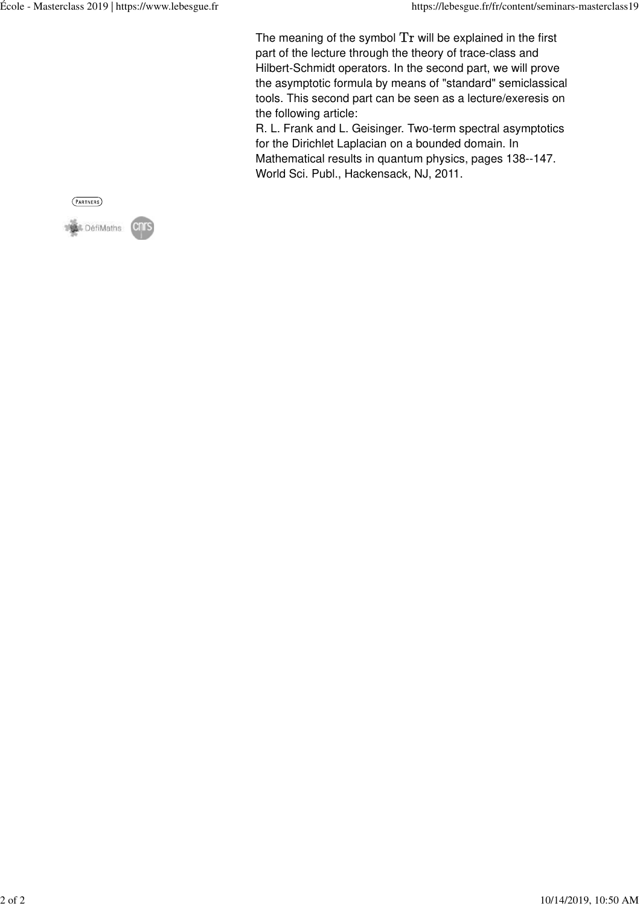The meaning of the symbol $\mathrm{Tr}$ will be explained in the first part of the lecture through the theory of trace-class and Hilbert-Schmidt operators. In the second part, we will prove the asymptotic formula by means of "standard" semiclassical tools. This second part can be seen as a lecture/exeresis on the following article:

R. L. Frank and L. Geisinger. Two-term spectral asymptotics for the Dirichlet Laplacian on a bounded domain. In Mathematical results in quantum physics, pages 138--147. World Sci. Publ., Hackensack, NJ, 2011.

PARTNERS

DéfiMaths cnrs